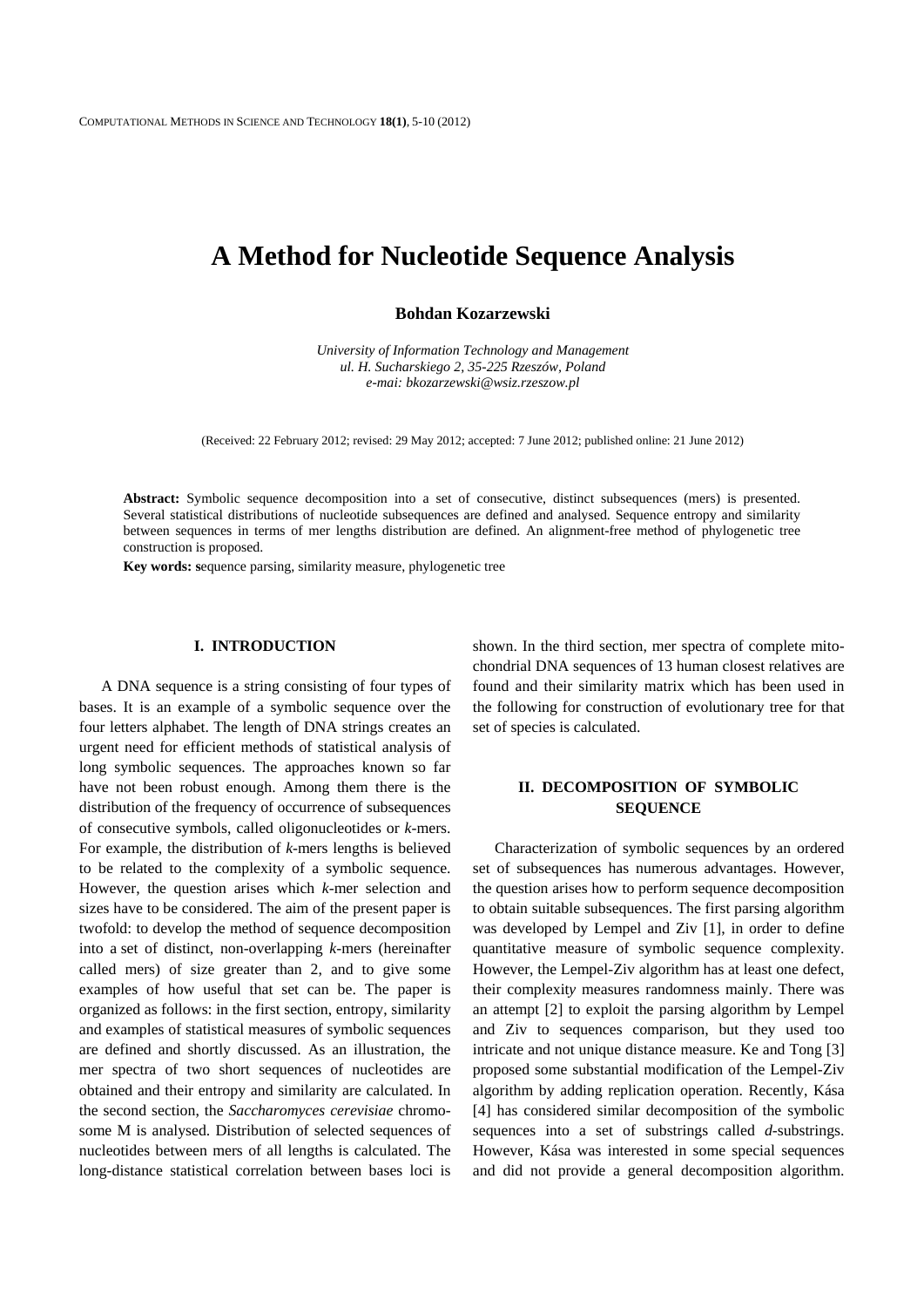# A Method for Nucleotide Sequence Analysis

**Bohdan Kozarzewski**

*University of Information Technology and Management*
*ul. H. Sucharskiego 2, 35-225 Rzeszów, Poland*
*e-mai: bkozarzewski@wsiz.rzeszow.pl*

(Received: 22 February 2012; revised: 29 May 2012; accepted: 7 June 2012; published online: 21 June 2012)

**Abstract:** Symbolic sequence decomposition into a set of consecutive, distinct subsequences (mers) is presented. Several statistical distributions of nucleotide subsequences are defined and analysed. Sequence entropy and similarity between sequences in terms of mer lengths distribution are defined. An alignment-free method of phylogenetic tree construction is proposed.

**Key words: s**equence parsing, similarity measure, phylogenetic tree

## I. INTRODUCTION

A DNA sequence is a string consisting of four types of bases. It is an example of a symbolic sequence over the four letters alphabet. The length of DNA strings creates an urgent need for efficient methods of statistical analysis of long symbolic sequences. The approaches known so far have not been robust enough. Among them there is the distribution of the frequency of occurrence of subsequences of consecutive symbols, called oligonucleotides or *k*-mers. For example, the distribution of *k*-mers lengths is believed to be related to the complexity of a symbolic sequence. However, the question arises which *k*-mer selection and sizes have to be considered. The aim of the present paper is twofold: to develop the method of sequence decomposition into a set of distinct, non-overlapping *k*-mers (hereinafter called mers) of size greater than 2, and to give some examples of how useful that set can be. The paper is organized as follows: in the first section, entropy, similarity and examples of statistical measures of symbolic sequences are defined and shortly discussed. As an illustration, the mer spectra of two short sequences of nucleotides are obtained and their entropy and similarity are calculated. In the second section, the *Saccharomyces cerevisiae* chromosome M is analysed. Distribution of selected sequences of nucleotides between mers of all lengths is calculated. The long-distance statistical correlation between bases loci is shown. In the third section, mer spectra of complete mitochondrial DNA sequences of 13 human closest relatives are found and their similarity matrix which has been used in the following for construction of evolutionary tree for that set of species is calculated.

## II. DECOMPOSITION OF SYMBOLIC SEQUENCE

Characterization of symbolic sequences by an ordered set of subsequences has numerous advantages. However, the question arises how to perform sequence decomposition to obtain suitable subsequences. The first parsing algorithm was developed by Lempel and Ziv [1], in order to define quantitative measure of symbolic sequence complexity. However, the Lempel-Ziv algorithm has at least one defect, their complexity measures randomness mainly. There was an attempt [2] to exploit the parsing algorithm by Lempel and Ziv to sequences comparison, but they used too intricate and not unique distance measure. Ke and Tong [3] proposed some substantial modification of the Lempel-Ziv algorithm by adding replication operation. Recently, Kása [4] has considered similar decomposition of the symbolic sequences into a set of substrings called *d*-substrings. However, Kása was interested in some special sequences and did not provide a general decomposition algorithm.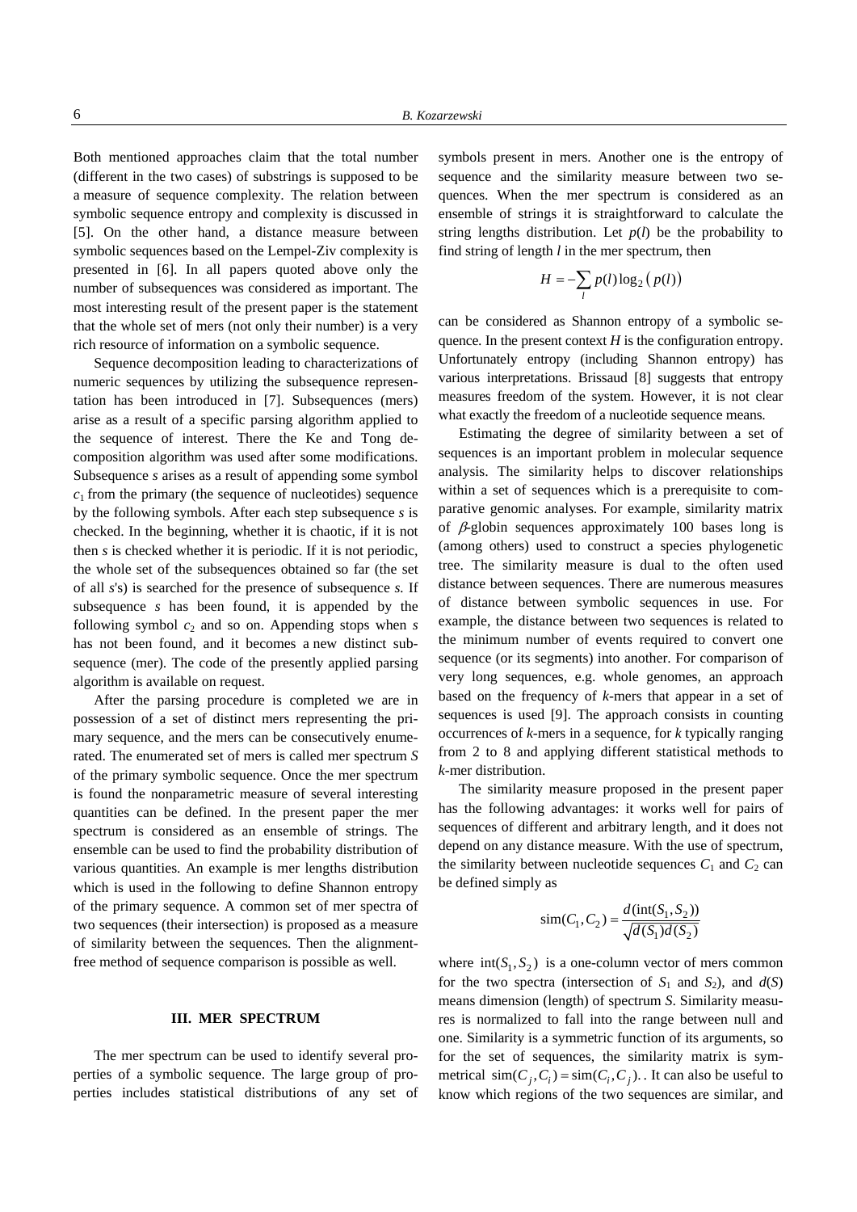Both mentioned approaches claim that the total number (different in the two cases) of substrings is supposed to be a measure of sequence complexity. The relation between symbolic sequence entropy and complexity is discussed in [5]. On the other hand, a distance measure between symbolic sequences based on the Lempel-Ziv complexity is presented in [6]. In all papers quoted above only the number of subsequences was considered as important. The most interesting result of the present paper is the statement that the whole set of mers (not only their number) is a very rich resource of information on a symbolic sequence.

Sequence decomposition leading to characterizations of numeric sequences by utilizing the subsequence representation has been introduced in [7]. Subsequences (mers) arise as a result of a specific parsing algorithm applied to the sequence of interest. There the Ke and Tong decomposition algorithm was used after some modifications. Subsequence *s* arises as a result of appending some symbol $c_1$ from the primary (the sequence of nucleotides) sequence by the following symbols. After each step subsequence *s* is checked. In the beginning, whether it is chaotic, if it is not then *s* is checked whether it is periodic. If it is not periodic, the whole set of the subsequences obtained so far (the set of all *s*'s) is searched for the presence of subsequence *s*. If subsequence *s* has been found, it is appended by the following symbol $c_2$ and so on. Appending stops when *s* has not been found, and it becomes a new distinct subsequence (mer). The code of the presently applied parsing algorithm is available on request.

After the parsing procedure is completed we are in possession of a set of distinct mers representing the primary sequence, and the mers can be consecutively enumerated. The enumerated set of mers is called mer spectrum *S* of the primary symbolic sequence. Once the mer spectrum is found the nonparametric measure of several interesting quantities can be defined. In the present paper the mer spectrum is considered as an ensemble of strings. The ensemble can be used to find the probability distribution of various quantities. An example is mer lengths distribution which is used in the following to define Shannon entropy of the primary sequence. A common set of mer spectra of two sequences (their intersection) is proposed as a measure of similarity between the sequences. Then the alignment-free method of sequence comparison is possible as well.

## III. MER SPECTRUM

The mer spectrum can be used to identify several properties of a symbolic sequence. The large group of properties includes statistical distributions of any set of symbols present in mers. Another one is the entropy of sequence and the similarity measure between two sequences. When the mer spectrum is considered as an ensemble of strings it is straightforward to calculate the string lengths distribution. Let $p(l)$ be the probability to find string of length $l$ in the mer spectrum, then

$$H = -\sum_{l} p(l)\log_2\left(p(l)\right)$$

can be considered as Shannon entropy of a symbolic sequence. In the present context $H$ is the configuration entropy. Unfortunately entropy (including Shannon entropy) has various interpretations. Brissaud [8] suggests that entropy measures freedom of the system. However, it is not clear what exactly the freedom of a nucleotide sequence means.

Estimating the degree of similarity between a set of sequences is an important problem in molecular sequence analysis. The similarity helps to discover relationships within a set of sequences which is a prerequisite to comparative genomic analyses. For example, similarity matrix of $\beta$-globin sequences approximately 100 bases long is (among others) used to construct a species phylogenetic tree. The similarity measure is dual to the often used distance between sequences. There are numerous measures of distance between symbolic sequences in use. For example, the distance between two sequences is related to the minimum number of events required to convert one sequence (or its segments) into another. For comparison of very long sequences, e.g. whole genomes, an approach based on the frequency of *k*-mers that appear in a set of sequences is used [9]. The approach consists in counting occurrences of *k*-mers in a sequence, for *k* typically ranging from 2 to 8 and applying different statistical methods to *k*-mer distribution.

The similarity measure proposed in the present paper has the following advantages: it works well for pairs of sequences of different and arbitrary length, and it does not depend on any distance measure. With the use of spectrum, the similarity between nucleotide sequences $C_1$ and $C_2$ can be defined simply as

$$\mathrm{sim}(C_1, C_2) = \frac{d(\mathrm{int}(S_1, S_2))}{\sqrt{d(S_1)d(S_2)}}$$

where $\mathrm{int}(S_1, S_2)$ is a one-column vector of mers common for the two spectra (intersection of $S_1$ and $S_2$), and $d(S)$ means dimension (length) of spectrum $S$. Similarity measures is normalized to fall into the range between null and one. Similarity is a symmetric function of its arguments, so for the set of sequences, the similarity matrix is symmetrical $\mathrm{sim}(C_j, C_i) = \mathrm{sim}(C_i, C_j)$.. It can also be useful to know which regions of the two sequences are similar, and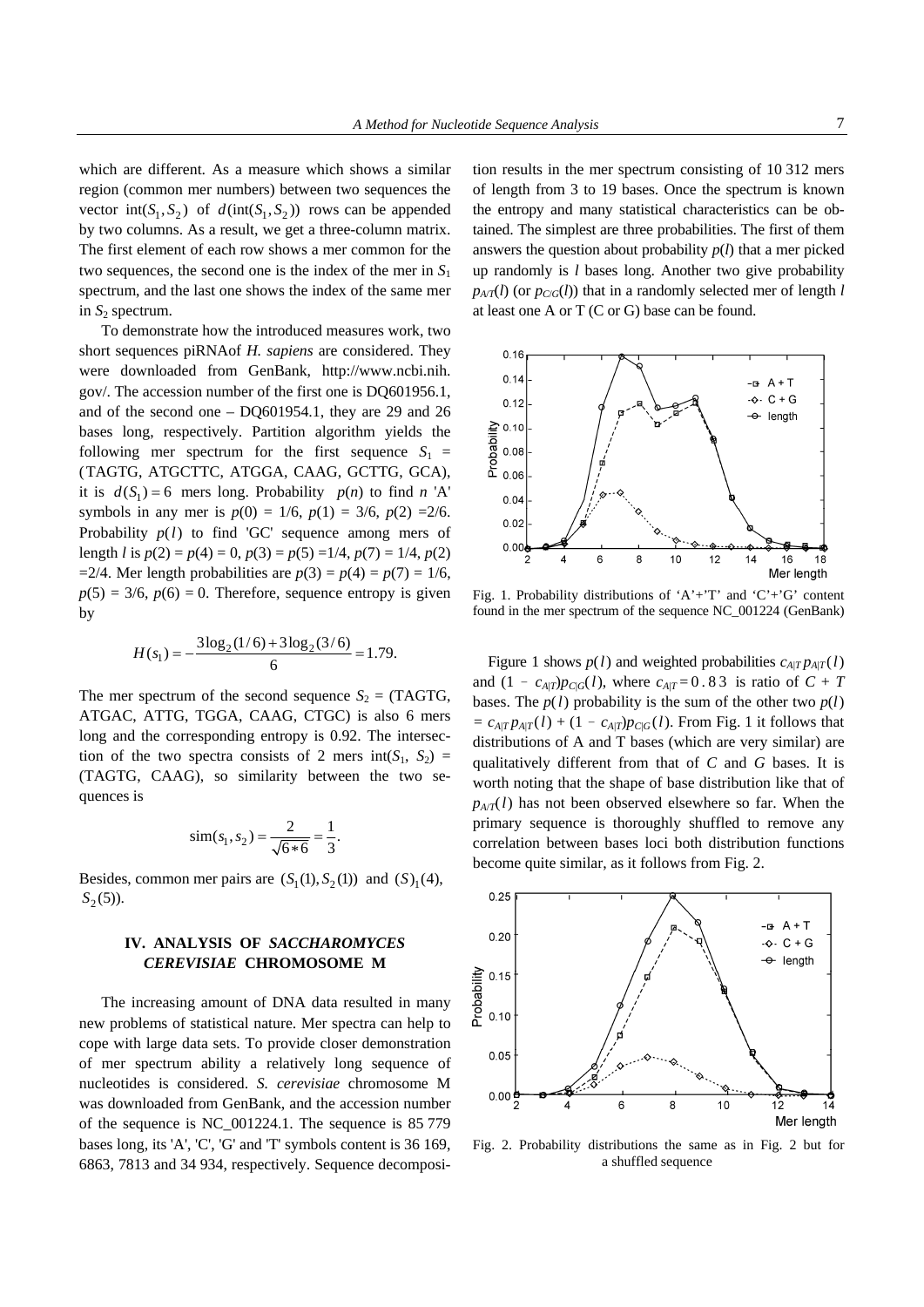which are different. As a measure which shows a similar region (common mer numbers) between two sequences the vector $\text{int}(S_1, S_2)$ of $d(\text{int}(S_1, S_2))$ rows can be appended by two columns. As a result, we get a three-column matrix. The first element of each row shows a mer common for the two sequences, the second one is the index of the mer in $S_1$ spectrum, and the last one shows the index of the same mer in $S_2$ spectrum.

To demonstrate how the introduced measures work, two short sequences piRNAof *H. sapiens* are considered. They were downloaded from GenBank, http://www.ncbi.nih.gov/. The accession number of the first one is DQ601956.1, and of the second one – DQ601954.1, they are 29 and 26 bases long, respectively. Partition algorithm yields the following mer spectrum for the first sequence $S_1$ = (TAGTG, ATGCTTC, ATGGA, CAAG, GCTTG, GCA), it is $d(S_1) = 6$ mers long. Probability $p(n)$ to find $n$ 'A' symbols in any mer is $p(0)$ = 1/6, $p(1)$ = 3/6, $p(2)$ =2/6. Probability $p(l)$ to find 'GC' sequence among mers of length $l$ is $p(2) = p(4) = 0$, $p(3) = p(5)$ =1/4, $p(7)$ = 1/4, $p(2)$ =2/4. Mer length probabilities are $p(3) = p(4) = p(7) = 1/6$, $p(5) = 3/6$, $p(6) = 0$. Therefore, sequence entropy is given by

$$H(s_1) = -\frac{3\log_2(1/6) + 3\log_2(3/6)}{6} = 1.79.$$

The mer spectrum of the second sequence $S_2$ = (TAGTG, ATGAC, ATTG, TGGA, CAAG, CTGC) is also 6 mers long and the corresponding entropy is 0.92. The intersection of the two spectra consists of 2 mers $\text{int}(S_1, S_2)$ = (TAGTG, CAAG), so similarity between the two sequences is

$$\text{sim}(s_1, s_2) = \frac{2}{\sqrt{6*6}} = \frac{1}{3}.$$

Besides, common mer pairs are $(S_1(1), S_2(1))$ and $(S)_1(4)$, $S_2(5)$).

## IV. ANALYSIS OF *SACCHAROMYCES CEREVISIAE* CHROMOSOME M

The increasing amount of DNA data resulted in many new problems of statistical nature. Mer spectra can help to cope with large data sets. To provide closer demonstration of mer spectrum ability a relatively long sequence of nucleotides is considered. *S. cerevisiae* chromosome M was downloaded from GenBank, and the accession number of the sequence is NC_001224.1. The sequence is 85 779 bases long, its 'A', 'C', 'G' and 'T' symbols content is 36 169, 6863, 7813 and 34 934, respectively. Sequence decomposition results in the mer spectrum consisting of 10 312 mers of length from 3 to 19 bases. Once the spectrum is known the entropy and many statistical characteristics can be obtained. The simplest are three probabilities. The first of them answers the question about probability $p(l)$ that a mer picked up randomly is $l$ bases long. Another two give probability $p_{A/T}(l)$ (or $p_{C/G}(l)$) that in a randomly selected mer of length $l$ at least one A or T (C or G) base can be found.

Fig. 1. Probability distributions of 'A'+'T' and 'C'+'G' content found in the mer spectrum of the sequence NC_001224 (GenBank)

Figure 1 shows $p(l)$ and weighted probabilities $c_{A|T}\, p_{A|T}(l)$ and $(1 - c_{A|T})p_{C|G}(l)$, where $c_{A|T} = 0.83$ is ratio of $C + T$ bases. The $p(l)$ probability is the sum of the other two $p(l) = c_{A|T}\, p_{A|T}(l) + (1 - c_{A|T})p_{C|G}(l)$. From Fig. 1 it follows that distributions of A and T bases (which are very similar) are qualitatively different from that of $C$ and $G$ bases. It is worth noting that the shape of base distribution like that of $p_{A/T}(l)$ has not been observed elsewhere so far. When the primary sequence is thoroughly shuffled to remove any correlation between bases loci both distribution functions become quite similar, as it follows from Fig. 2.

Fig. 2. Probability distributions the same as in Fig. 2 but for a shuffled sequence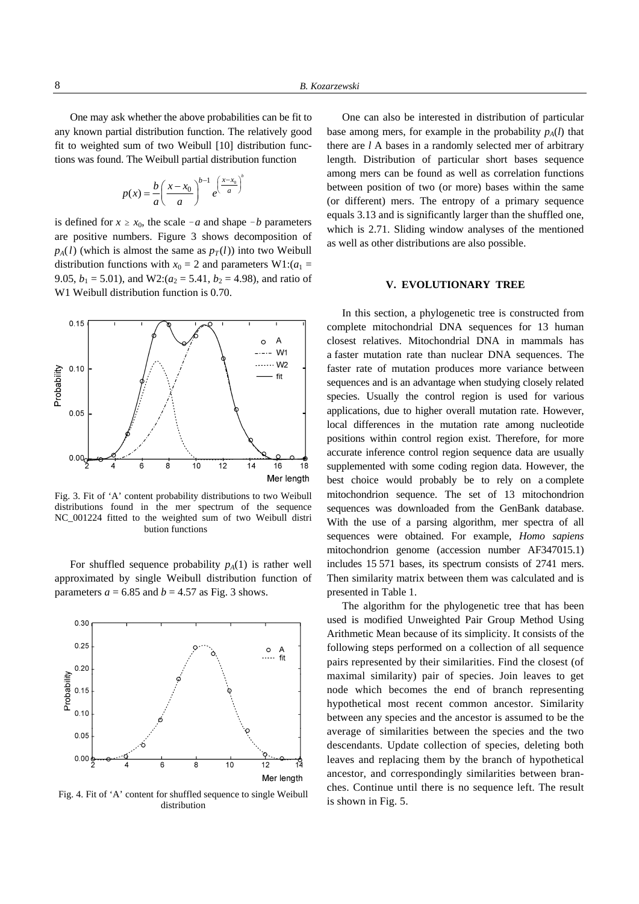One may ask whether the above probabilities can be fit to any known partial distribution function. The relatively good fit to weighted sum of two Weibull [10] distribution functions was found. The Weibull partial distribution function

$$p(x) = \frac{b}{a}\left(\frac{x-x_0}{a}\right)^{b-1} e^{\left(\frac{x-x_0}{a}\right)^b}$$

is defined for $x \geq x_0$, the scale $-a$ and shape $-b$ parameters are positive numbers. Figure 3 shows decomposition of $p_A(l)$ (which is almost the same as $p_T(l)$) into two Weibull distribution functions with $x_0 = 2$ and parameters W1:($a_1$ = 9.05, $b_1$ = 5.01), and W2:($a_2$ = 5.41, $b_2$ = 4.98), and ratio of W1 Weibull distribution function is 0.70.

Fig. 3. Fit of 'A' content probability distributions to two Weibull distributions found in the mer spectrum of the sequence NC_001224 fitted to the weighted sum of two Weibull distri bution functions

For shuffled sequence probability $p_A(1)$ is rather well approximated by single Weibull distribution function of parameters $a = 6.85$ and $b = 4.57$ as Fig. 3 shows.

Fig. 4. Fit of 'A' content for shuffled sequence to single Weibull distribution

One can also be interested in distribution of particular base among mers, for example in the probability $p_A(l)$ that there are $l$ A bases in a randomly selected mer of arbitrary length. Distribution of particular short bases sequence among mers can be found as well as correlation functions between position of two (or more) bases within the same (or different) mers. The entropy of a primary sequence equals 3.13 and is significantly larger than the shuffled one, which is 2.71. Sliding window analyses of the mentioned as well as other distributions are also possible.

## V. EVOLUTIONARY TREE

In this section, a phylogenetic tree is constructed from complete mitochondrial DNA sequences for 13 human closest relatives. Mitochondrial DNA in mammals has a faster mutation rate than nuclear DNA sequences. The faster rate of mutation produces more variance between sequences and is an advantage when studying closely related species. Usually the control region is used for various applications, due to higher overall mutation rate. However, local differences in the mutation rate among nucleotide positions within control region exist. Therefore, for more accurate inference control region sequence data are usually supplemented with some coding region data. However, the best choice would probably be to rely on a complete mitochondrion sequence. The set of 13 mitochondrion sequences was downloaded from the GenBank database. With the use of a parsing algorithm, mer spectra of all sequences were obtained. For example, *Homo sapiens* mitochondrion genome (accession number AF347015.1) includes 15 571 bases, its spectrum consists of 2741 mers. Then similarity matrix between them was calculated and is presented in Table 1.

The algorithm for the phylogenetic tree that has been used is modified Unweighted Pair Group Method Using Arithmetic Mean because of its simplicity. It consists of the following steps performed on a collection of all sequence pairs represented by their similarities. Find the closest (of maximal similarity) pair of species. Join leaves to get node which becomes the end of branch representing hypothetical most recent common ancestor. Similarity between any species and the ancestor is assumed to be the average of similarities between the species and the two descendants. Update collection of species, deleting both leaves and replacing them by the branch of hypothetical ancestor, and correspondingly similarities between branches. Continue until there is no sequence left. The result is shown in Fig. 5.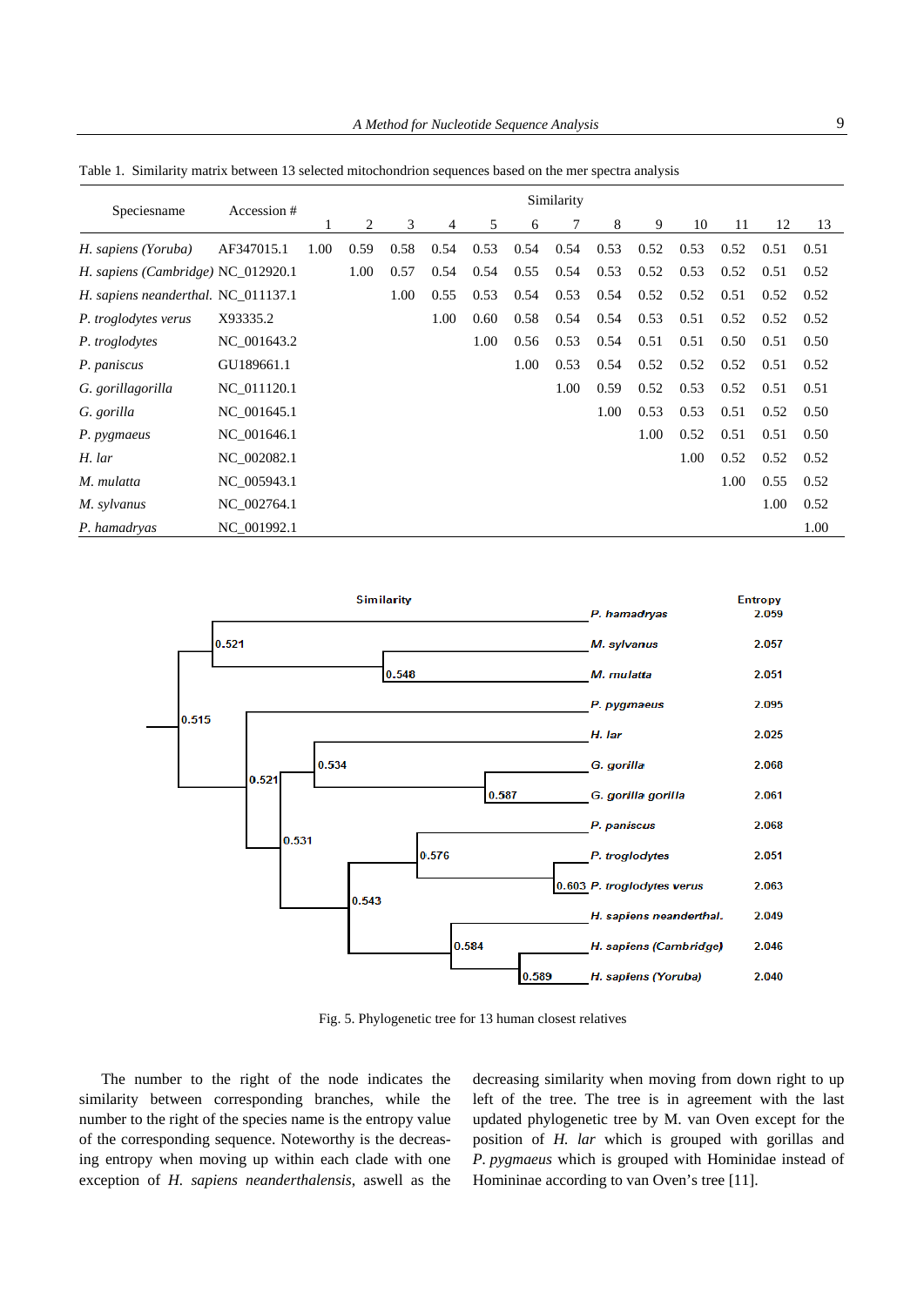Table 1. Similarity matrix between 13 selected mitochondrion sequences based on the mer spectra analysis

| Speciesname | Accession # | Similarity | | | | | | | | | | | | |
|---|---|---|---|---|---|---|---|---|---|---|---|---|---|---|
| | | 1 | 2 | 3 | 4 | 5 | 6 | 7 | 8 | 9 | 10 | 11 | 12 | 13 |
| *H. sapiens (Yoruba)* | AF347015.1 | 1.00 | 0.59 | 0.58 | 0.54 | 0.53 | 0.54 | 0.54 | 0.53 | 0.52 | 0.53 | 0.52 | 0.51 | 0.51 |
| *H. sapiens (Cambridge)* | NC_012920.1 | | 1.00 | 0.57 | 0.54 | 0.54 | 0.55 | 0.54 | 0.53 | 0.52 | 0.53 | 0.52 | 0.51 | 0.52 |
| *H. sapiens neanderthal.* | NC_011137.1 | | | 1.00 | 0.55 | 0.53 | 0.54 | 0.53 | 0.54 | 0.52 | 0.52 | 0.51 | 0.52 | 0.52 |
| *P. troglodytes verus* | X93335.2 | | | | 1.00 | 0.60 | 0.58 | 0.54 | 0.54 | 0.53 | 0.51 | 0.52 | 0.52 | 0.52 |
| *P. troglodytes* | NC_001643.2 | | | | | 1.00 | 0.56 | 0.53 | 0.54 | 0.51 | 0.51 | 0.50 | 0.51 | 0.50 |
| *P. paniscus* | GU189661.1 | | | | | | 1.00 | 0.53 | 0.54 | 0.52 | 0.52 | 0.52 | 0.51 | 0.52 |
| *G. gorillagorilla* | NC_011120.1 | | | | | | | 1.00 | 0.59 | 0.52 | 0.53 | 0.52 | 0.51 | 0.51 |
| *G. gorilla* | NC_001645.1 | | | | | | | | 1.00 | 0.53 | 0.53 | 0.51 | 0.52 | 0.50 |
| *P. pygmaeus* | NC_001646.1 | | | | | | | | | 1.00 | 0.52 | 0.51 | 0.51 | 0.50 |
| *H. lar* | NC_002082.1 | | | | | | | | | | 1.00 | 0.52 | 0.52 | 0.52 |
| *M. mulatta* | NC_005943.1 | | | | | | | | | | | 1.00 | 0.55 | 0.52 |
| *M. sylvanus* | NC_002764.1 | | | | | | | | | | | | 1.00 | 0.52 |
| *P. hamadryas* | NC_001992.1 | | | | | | | | | | | | | 1.00 |

Fig. 5. Phylogenetic tree for 13 human closest relatives

The number to the right of the node indicates the similarity between corresponding branches, while the number to the right of the species name is the entropy value of the corresponding sequence. Noteworthy is the decreasing entropy when moving up within each clade with one exception of *H. sapiens neanderthalensis*, aswell as the decreasing similarity when moving from down right to up left of the tree. The tree is in agreement with the last updated phylogenetic tree by M. van Oven except for the position of *H. lar* which is grouped with gorillas and *P. pygmaeus* which is grouped with Hominidae instead of Homininae according to van Oven's tree [11].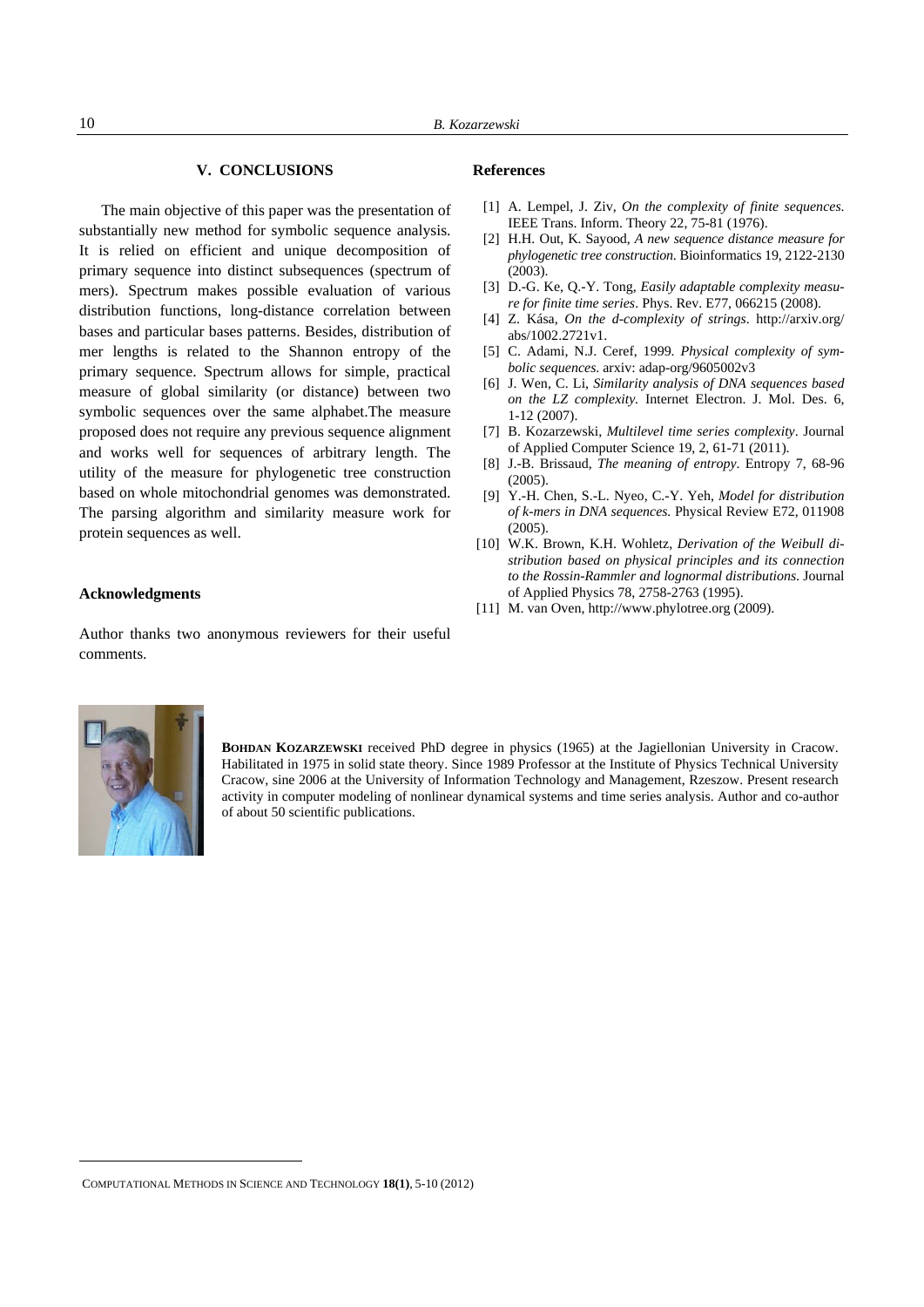## V. CONCLUSIONS

The main objective of this paper was the presentation of substantially new method for symbolic sequence analysis. It is relied on efficient and unique decomposition of primary sequence into distinct subsequences (spectrum of mers). Spectrum makes possible evaluation of various distribution functions, long-distance correlation between bases and particular bases patterns. Besides, distribution of mer lengths is related to the Shannon entropy of the primary sequence. Spectrum allows for simple, practical measure of global similarity (or distance) between two symbolic sequences over the same alphabet.The measure proposed does not require any previous sequence alignment and works well for sequences of arbitrary length. The utility of the measure for phylogenetic tree construction based on whole mitochondrial genomes was demonstrated. The parsing algorithm and similarity measure work for protein sequences as well.

### Acknowledgments

Author thanks two anonymous reviewers for their useful comments.

### References

[1] A. Lempel, J. Ziv, *On the complexity of finite sequences*. IEEE Trans. Inform. Theory 22, 75-81 (1976).

[2] H.H. Out, K. Sayood, *A new sequence distance measure for phylogenetic tree construction*. Bioinformatics 19, 2122-2130 (2003).

[3] D.-G. Ke, Q.-Y. Tong, *Easily adaptable complexity measure for finite time series*. Phys. Rev. E77, 066215 (2008).

[4] Z. Kása, *On the d-complexity of strings*. http://arxiv.org/abs/1002.2721v1.

[5] C. Adami, N.J. Ceref, 1999. *Physical complexity of symbolic sequences*. arxiv: adap-org/9605002v3

[6] J. Wen, C. Li, *Similarity analysis of DNA sequences based on the LZ complexity*. Internet Electron. J. Mol. Des. 6, 1-12 (2007).

[7] B. Kozarzewski, *Multilevel time series complexity*. Journal of Applied Computer Science 19, 2, 61-71 (2011).

[8] J.-B. Brissaud, *The meaning of entropy*. Entropy 7, 68-96 (2005).

[9] Y.-H. Chen, S.-L. Nyeo, C.-Y. Yeh, *Model for distribution of k-mers in DNA sequences*. Physical Review E72, 011908 (2005).

[10] W.K. Brown, K.H. Wohletz, *Derivation of the Weibull distribution based on physical principles and its connection to the Rossin-Rammler and lognormal distributions*. Journal of Applied Physics 78, 2758-2763 (1995).

[11] M. van Oven, http://www.phylotree.org (2009).

**BOHDAN KOZARZEWSKI** received PhD degree in physics (1965) at the Jagiellonian University in Cracow. Habilitated in 1975 in solid state theory. Since 1989 Professor at the Institute of Physics Technical University Cracow, sine 2006 at the University of Information Technology and Management, Rzeszow. Present research activity in computer modeling of nonlinear dynamical systems and time series analysis. Author and co-author of about 50 scientific publications.